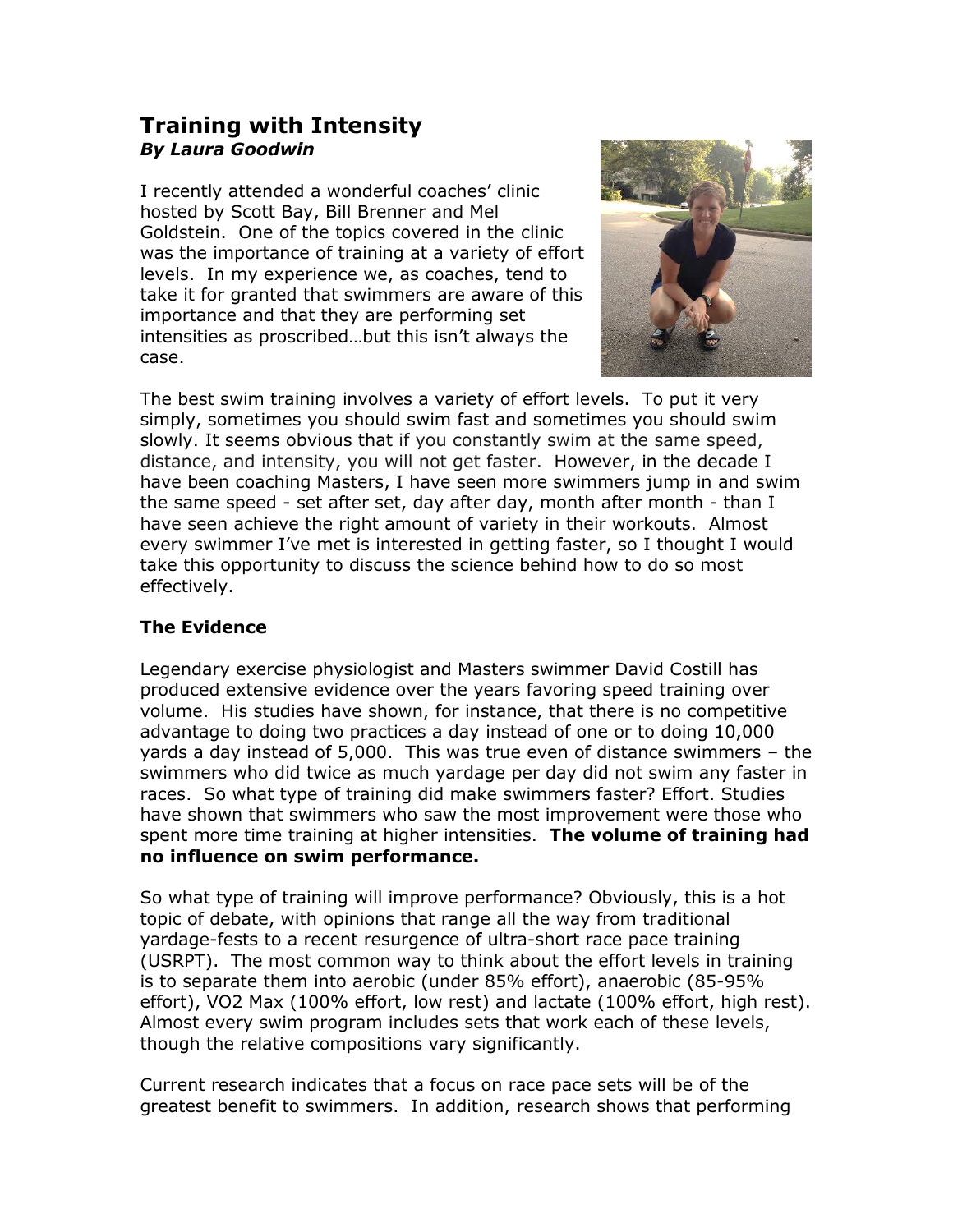# Training with Intensity

***By Laura Goodwin***

I recently attended a wonderful coaches' clinic hosted by Scott Bay, Bill Brenner and Mel Goldstein. One of the topics covered in the clinic was the importance of training at a variety of effort levels. In my experience we, as coaches, tend to take it for granted that swimmers are aware of this importance and that they are performing set intensities as proscribed…but this isn't always the case.

The best swim training involves a variety of effort levels. To put it very simply, sometimes you should swim fast and sometimes you should swim slowly. It seems obvious that if you constantly swim at the same speed, distance, and intensity, you will not get faster. However, in the decade I have been coaching Masters, I have seen more swimmers jump in and swim the same speed - set after set, day after day, month after month - than I have seen achieve the right amount of variety in their workouts. Almost every swimmer I've met is interested in getting faster, so I thought I would take this opportunity to discuss the science behind how to do so most effectively.

## The Evidence

Legendary exercise physiologist and Masters swimmer David Costill has produced extensive evidence over the years favoring speed training over volume. His studies have shown, for instance, that there is no competitive advantage to doing two practices a day instead of one or to doing 10,000 yards a day instead of 5,000. This was true even of distance swimmers – the swimmers who did twice as much yardage per day did not swim any faster in races. So what type of training did make swimmers faster? Effort. Studies have shown that swimmers who saw the most improvement were those who spent more time training at higher intensities. **The volume of training had no influence on swim performance.**

So what type of training will improve performance? Obviously, this is a hot topic of debate, with opinions that range all the way from traditional yardage-fests to a recent resurgence of ultra-short race pace training (USRPT). The most common way to think about the effort levels in training is to separate them into aerobic (under 85% effort), anaerobic (85-95% effort), VO2 Max (100% effort, low rest) and lactate (100% effort, high rest). Almost every swim program includes sets that work each of these levels, though the relative compositions vary significantly.

Current research indicates that a focus on race pace sets will be of the greatest benefit to swimmers. In addition, research shows that performing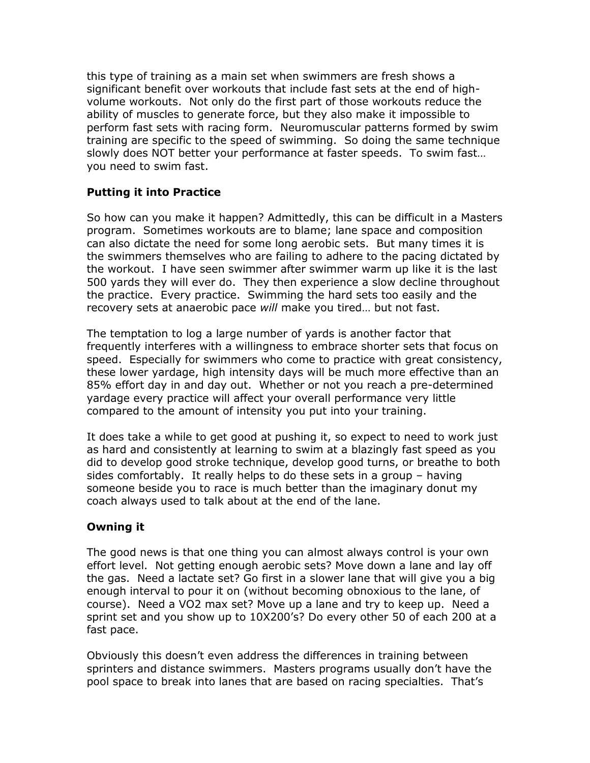this type of training as a main set when swimmers are fresh shows a significant benefit over workouts that include fast sets at the end of high-volume workouts. Not only do the first part of those workouts reduce the ability of muscles to generate force, but they also make it impossible to perform fast sets with racing form. Neuromuscular patterns formed by swim training are specific to the speed of swimming. So doing the same technique slowly does NOT better your performance at faster speeds. To swim fast… you need to swim fast.

## Putting it into Practice

So how can you make it happen? Admittedly, this can be difficult in a Masters program. Sometimes workouts are to blame; lane space and composition can also dictate the need for some long aerobic sets. But many times it is the swimmers themselves who are failing to adhere to the pacing dictated by the workout. I have seen swimmer after swimmer warm up like it is the last 500 yards they will ever do. They then experience a slow decline throughout the practice. Every practice. Swimming the hard sets too easily and the recovery sets at anaerobic pace *will* make you tired… but not fast.

The temptation to log a large number of yards is another factor that frequently interferes with a willingness to embrace shorter sets that focus on speed. Especially for swimmers who come to practice with great consistency, these lower yardage, high intensity days will be much more effective than an 85% effort day in and day out. Whether or not you reach a pre-determined yardage every practice will affect your overall performance very little compared to the amount of intensity you put into your training.

It does take a while to get good at pushing it, so expect to need to work just as hard and consistently at learning to swim at a blazingly fast speed as you did to develop good stroke technique, develop good turns, or breathe to both sides comfortably. It really helps to do these sets in a group – having someone beside you to race is much better than the imaginary donut my coach always used to talk about at the end of the lane.

## Owning it

The good news is that one thing you can almost always control is your own effort level. Not getting enough aerobic sets? Move down a lane and lay off the gas. Need a lactate set? Go first in a slower lane that will give you a big enough interval to pour it on (without becoming obnoxious to the lane, of course). Need a VO2 max set? Move up a lane and try to keep up. Need a sprint set and you show up to 10X200's? Do every other 50 of each 200 at a fast pace.

Obviously this doesn't even address the differences in training between sprinters and distance swimmers. Masters programs usually don't have the pool space to break into lanes that are based on racing specialties. That's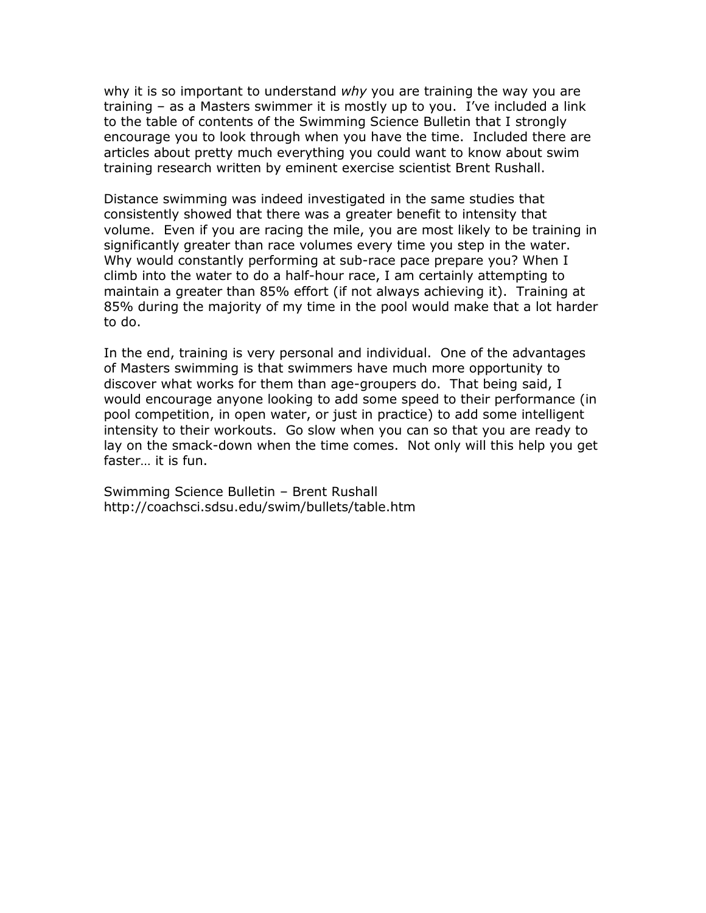why it is so important to understand *why* you are training the way you are training – as a Masters swimmer it is mostly up to you. I've included a link to the table of contents of the Swimming Science Bulletin that I strongly encourage you to look through when you have the time. Included there are articles about pretty much everything you could want to know about swim training research written by eminent exercise scientist Brent Rushall.

Distance swimming was indeed investigated in the same studies that consistently showed that there was a greater benefit to intensity that volume. Even if you are racing the mile, you are most likely to be training in significantly greater than race volumes every time you step in the water. Why would constantly performing at sub-race pace prepare you? When I climb into the water to do a half-hour race, I am certainly attempting to maintain a greater than 85% effort (if not always achieving it). Training at 85% during the majority of my time in the pool would make that a lot harder to do.

In the end, training is very personal and individual. One of the advantages of Masters swimming is that swimmers have much more opportunity to discover what works for them than age-groupers do. That being said, I would encourage anyone looking to add some speed to their performance (in pool competition, in open water, or just in practice) to add some intelligent intensity to their workouts. Go slow when you can so that you are ready to lay on the smack-down when the time comes. Not only will this help you get faster… it is fun.

Swimming Science Bulletin – Brent Rushall
http://coachsci.sdsu.edu/swim/bullets/table.htm